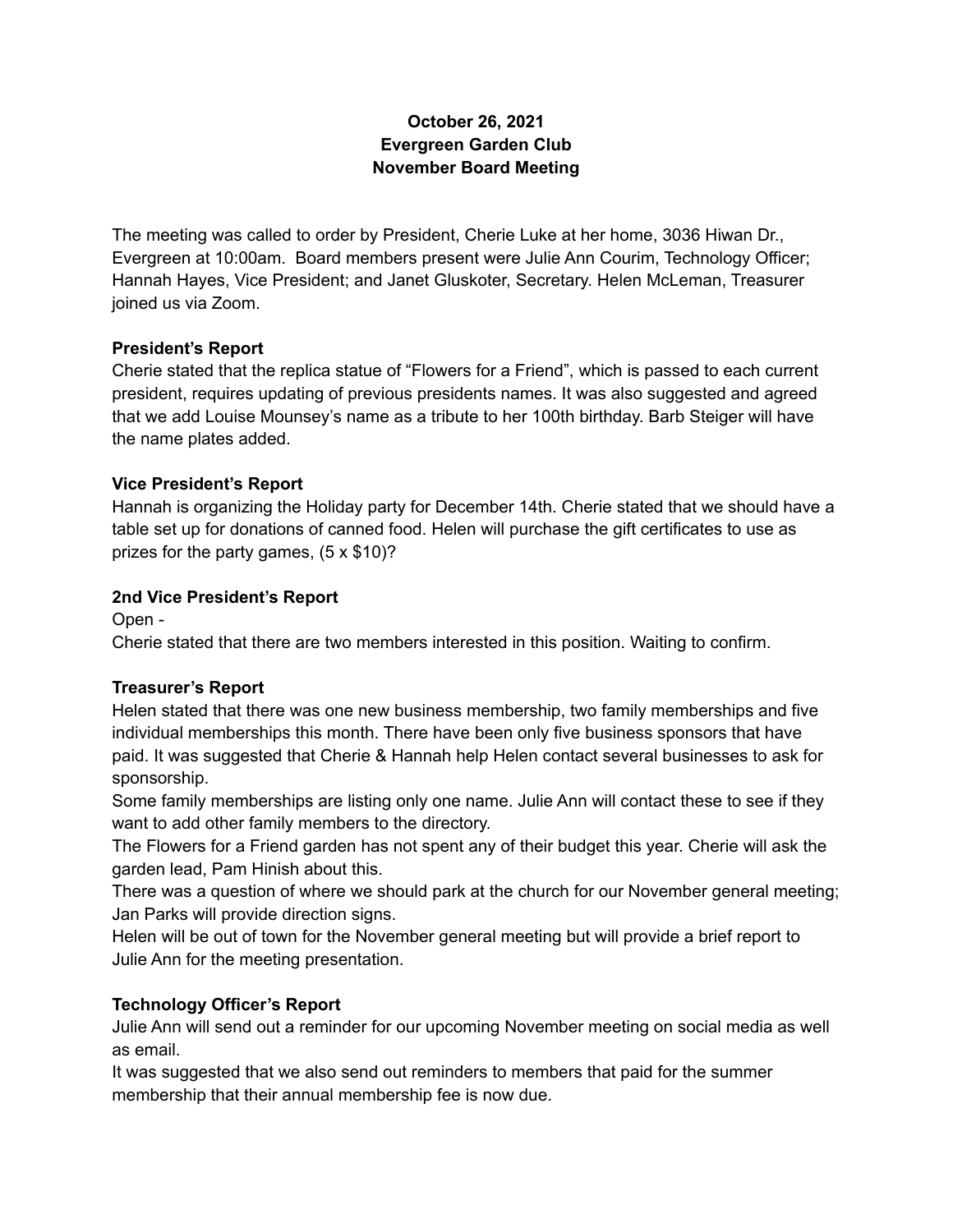# October 26, 2021
# Evergreen Garden Club
# November Board Meeting

The meeting was called to order by President, Cherie Luke at her home, 3036 Hiwan Dr., Evergreen at 10:00am. Board members present were Julie Ann Courim, Technology Officer; Hannah Hayes, Vice President; and Janet Gluskoter, Secretary. Helen McLeman, Treasurer joined us via Zoom.

**President's Report**

Cherie stated that the replica statue of "Flowers for a Friend", which is passed to each current president, requires updating of previous presidents names. It was also suggested and agreed that we add Louise Mounsey's name as a tribute to her 100th birthday. Barb Steiger will have the name plates added.

**Vice President's Report**

Hannah is organizing the Holiday party for December 14th. Cherie stated that we should have a table set up for donations of canned food. Helen will purchase the gift certificates to use as prizes for the party games, (5 x $10)?

**2nd Vice President's Report**

Open -

Cherie stated that there are two members interested in this position. Waiting to confirm.

**Treasurer's Report**

Helen stated that there was one new business membership, two family memberships and five individual memberships this month. There have been only five business sponsors that have paid. It was suggested that Cherie & Hannah help Helen contact several businesses to ask for sponsorship.

Some family memberships are listing only one name. Julie Ann will contact these to see if they want to add other family members to the directory.

The Flowers for a Friend garden has not spent any of their budget this year. Cherie will ask the garden lead, Pam Hinish about this.

There was a question of where we should park at the church for our November general meeting; Jan Parks will provide direction signs.

Helen will be out of town for the November general meeting but will provide a brief report to Julie Ann for the meeting presentation.

**Technology Officer's Report**

Julie Ann will send out a reminder for our upcoming November meeting on social media as well as email.

It was suggested that we also send out reminders to members that paid for the summer membership that their annual membership fee is now due.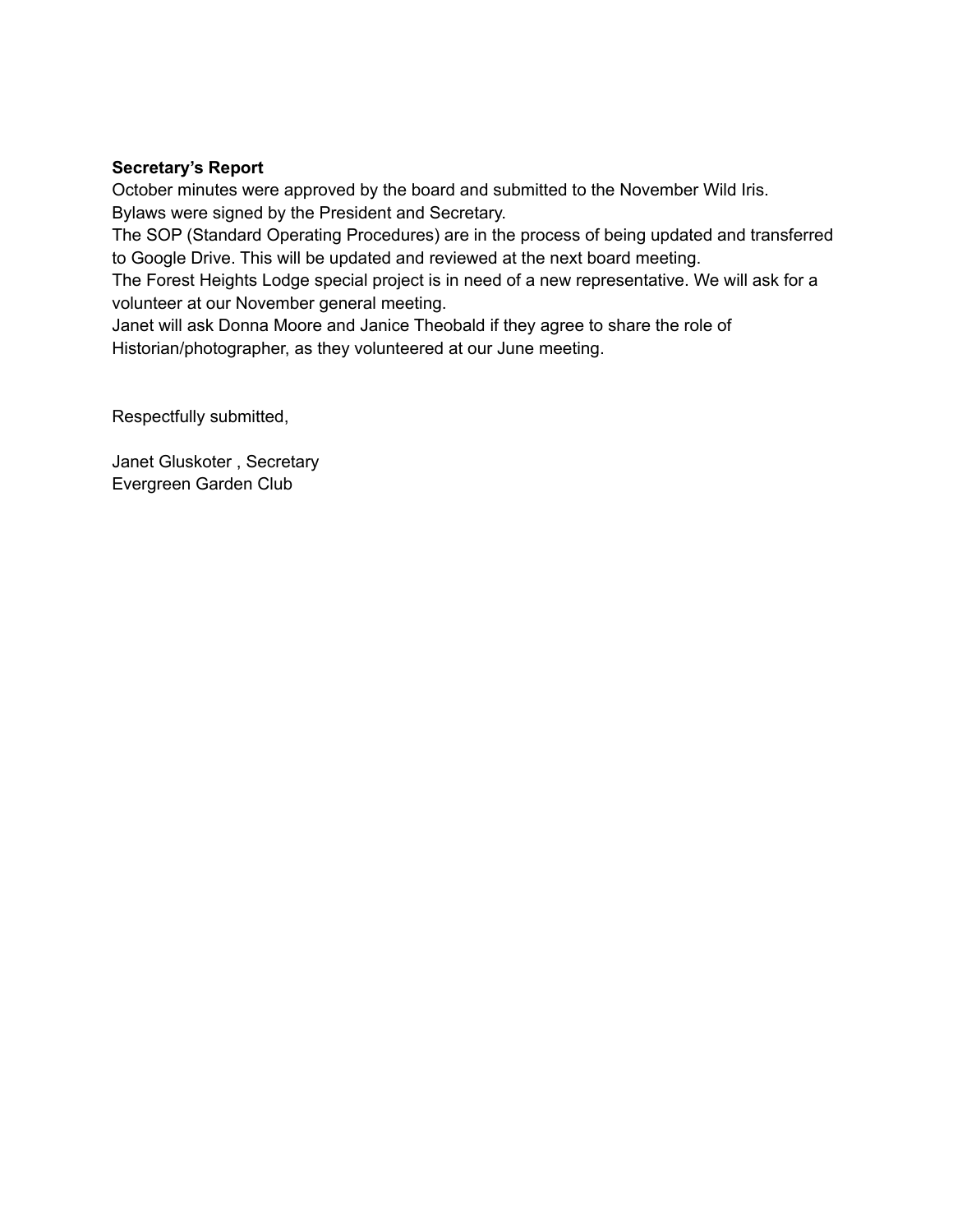**Secretary's Report**

October minutes were approved by the board and submitted to the November Wild Iris.
Bylaws were signed by the President and Secretary.
The SOP (Standard Operating Procedures) are in the process of being updated and transferred to Google Drive. This will be updated and reviewed at the next board meeting.
The Forest Heights Lodge special project is in need of a new representative. We will ask for a volunteer at our November general meeting.
Janet will ask Donna Moore and Janice Theobald if they agree to share the role of Historian/photographer, as they volunteered at our June meeting.

Respectfully submitted,

Janet Gluskoter , Secretary
Evergreen Garden Club